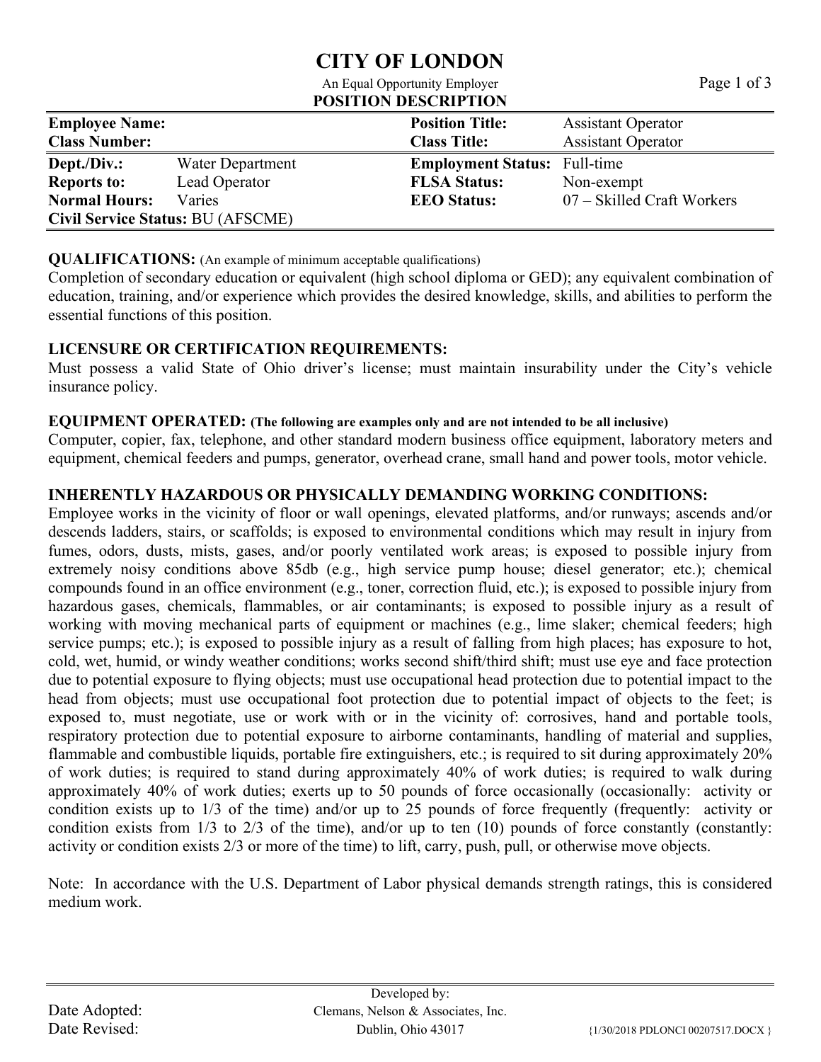# CITY OF LONDON

An Equal Opportunity Employer

## POSITION DESCRIPTION

| | | | |
|---|---|---|---|
| **Employee Name:** | | **Position Title:** | Assistant Operator |
| **Class Number:** | | **Class Title:** | Assistant Operator |
| **Dept./Div.:** | Water Department | **Employment Status:** | Full-time |
| **Reports to:** | Lead Operator | **FLSA Status:** | Non-exempt |
| **Normal Hours:** | Varies | **EEO Status:** | 07 – Skilled Craft Workers |
| **Civil Service Status:** BU (AFSCME) | | | |

**QUALIFICATIONS:** (An example of minimum acceptable qualifications)
Completion of secondary education or equivalent (high school diploma or GED); any equivalent combination of education, training, and/or experience which provides the desired knowledge, skills, and abilities to perform the essential functions of this position.

**LICENSURE OR CERTIFICATION REQUIREMENTS:**
Must possess a valid State of Ohio driver's license; must maintain insurability under the City's vehicle insurance policy.

**EQUIPMENT OPERATED: (The following are examples only and are not intended to be all inclusive)**
Computer, copier, fax, telephone, and other standard modern business office equipment, laboratory meters and equipment, chemical feeders and pumps, generator, overhead crane, small hand and power tools, motor vehicle.

**INHERENTLY HAZARDOUS OR PHYSICALLY DEMANDING WORKING CONDITIONS:**
Employee works in the vicinity of floor or wall openings, elevated platforms, and/or runways; ascends and/or descends ladders, stairs, or scaffolds; is exposed to environmental conditions which may result in injury from fumes, odors, dusts, mists, gases, and/or poorly ventilated work areas; is exposed to possible injury from extremely noisy conditions above 85db (e.g., high service pump house; diesel generator; etc.); chemical compounds found in an office environment (e.g., toner, correction fluid, etc.); is exposed to possible injury from hazardous gases, chemicals, flammables, or air contaminants; is exposed to possible injury as a result of working with moving mechanical parts of equipment or machines (e.g., lime slaker; chemical feeders; high service pumps; etc.); is exposed to possible injury as a result of falling from high places; has exposure to hot, cold, wet, humid, or windy weather conditions; works second shift/third shift; must use eye and face protection due to potential exposure to flying objects; must use occupational head protection due to potential impact to the head from objects; must use occupational foot protection due to potential impact of objects to the feet; is exposed to, must negotiate, use or work with or in the vicinity of: corrosives, hand and portable tools, respiratory protection due to potential exposure to airborne contaminants, handling of material and supplies, flammable and combustible liquids, portable fire extinguishers, etc.; is required to sit during approximately 20% of work duties; is required to stand during approximately 40% of work duties; is required to walk during approximately 40% of work duties; exerts up to 50 pounds of force occasionally (occasionally: activity or condition exists up to 1/3 of the time) and/or up to 25 pounds of force frequently (frequently: activity or condition exists from 1/3 to 2/3 of the time), and/or up to ten (10) pounds of force constantly (constantly: activity or condition exists 2/3 or more of the time) to lift, carry, push, pull, or otherwise move objects.

Note: In accordance with the U.S. Department of Labor physical demands strength ratings, this is considered medium work.

Date Adopted:
Date Revised:

Developed by:
Clemans, Nelson & Associates, Inc.
Dublin, Ohio 43017

{1/30/2018 PDLONCI 00207517.DOCX }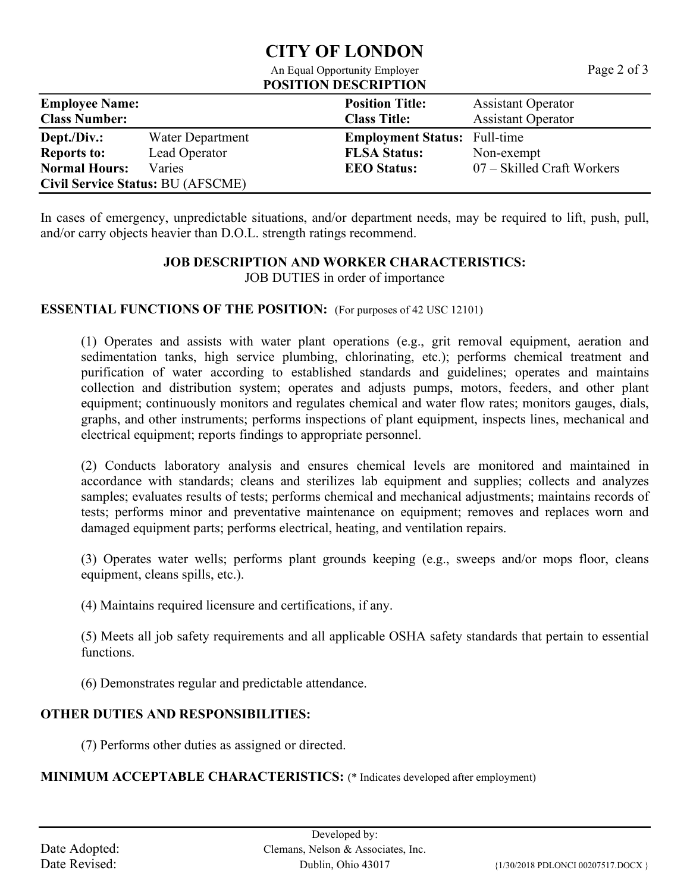# CITY OF LONDON

An Equal Opportunity Employer

**POSITION DESCRIPTION**

| | | | |
|---|---|---|---|
| **Employee Name:** | | **Position Title:** | Assistant Operator |
| **Class Number:** | | **Class Title:** | Assistant Operator |
| **Dept./Div.:** | Water Department | **Employment Status:** | Full-time |
| **Reports to:** | Lead Operator | **FLSA Status:** | Non-exempt |
| **Normal Hours:** | Varies | **EEO Status:** | 07 – Skilled Craft Workers |
| **Civil Service Status:** BU (AFSCME) | | | |

In cases of emergency, unpredictable situations, and/or department needs, may be required to lift, push, pull, and/or carry objects heavier than D.O.L. strength ratings recommend.

**JOB DESCRIPTION AND WORKER CHARACTERISTICS:**

JOB DUTIES in order of importance

**ESSENTIAL FUNCTIONS OF THE POSITION:** (For purposes of 42 USC 12101)

(1) Operates and assists with water plant operations (e.g., grit removal equipment, aeration and sedimentation tanks, high service plumbing, chlorinating, etc.); performs chemical treatment and purification of water according to established standards and guidelines; operates and maintains collection and distribution system; operates and adjusts pumps, motors, feeders, and other plant equipment; continuously monitors and regulates chemical and water flow rates; monitors gauges, dials, graphs, and other instruments; performs inspections of plant equipment, inspects lines, mechanical and electrical equipment; reports findings to appropriate personnel.

(2) Conducts laboratory analysis and ensures chemical levels are monitored and maintained in accordance with standards; cleans and sterilizes lab equipment and supplies; collects and analyzes samples; evaluates results of tests; performs chemical and mechanical adjustments; maintains records of tests; performs minor and preventative maintenance on equipment; removes and replaces worn and damaged equipment parts; performs electrical, heating, and ventilation repairs.

(3) Operates water wells; performs plant grounds keeping (e.g., sweeps and/or mops floor, cleans equipment, cleans spills, etc.).

(4) Maintains required licensure and certifications, if any.

(5) Meets all job safety requirements and all applicable OSHA safety standards that pertain to essential functions.

(6) Demonstrates regular and predictable attendance.

**OTHER DUTIES AND RESPONSIBILITIES:**

(7) Performs other duties as assigned or directed.

**MINIMUM ACCEPTABLE CHARACTERISTICS:** (* Indicates developed after employment)

Date Adopted:

Date Revised:

Developed by:
Clemans, Nelson & Associates, Inc.
Dublin, Ohio 43017

{1/30/2018 PDLONCI 00207517.DOCX }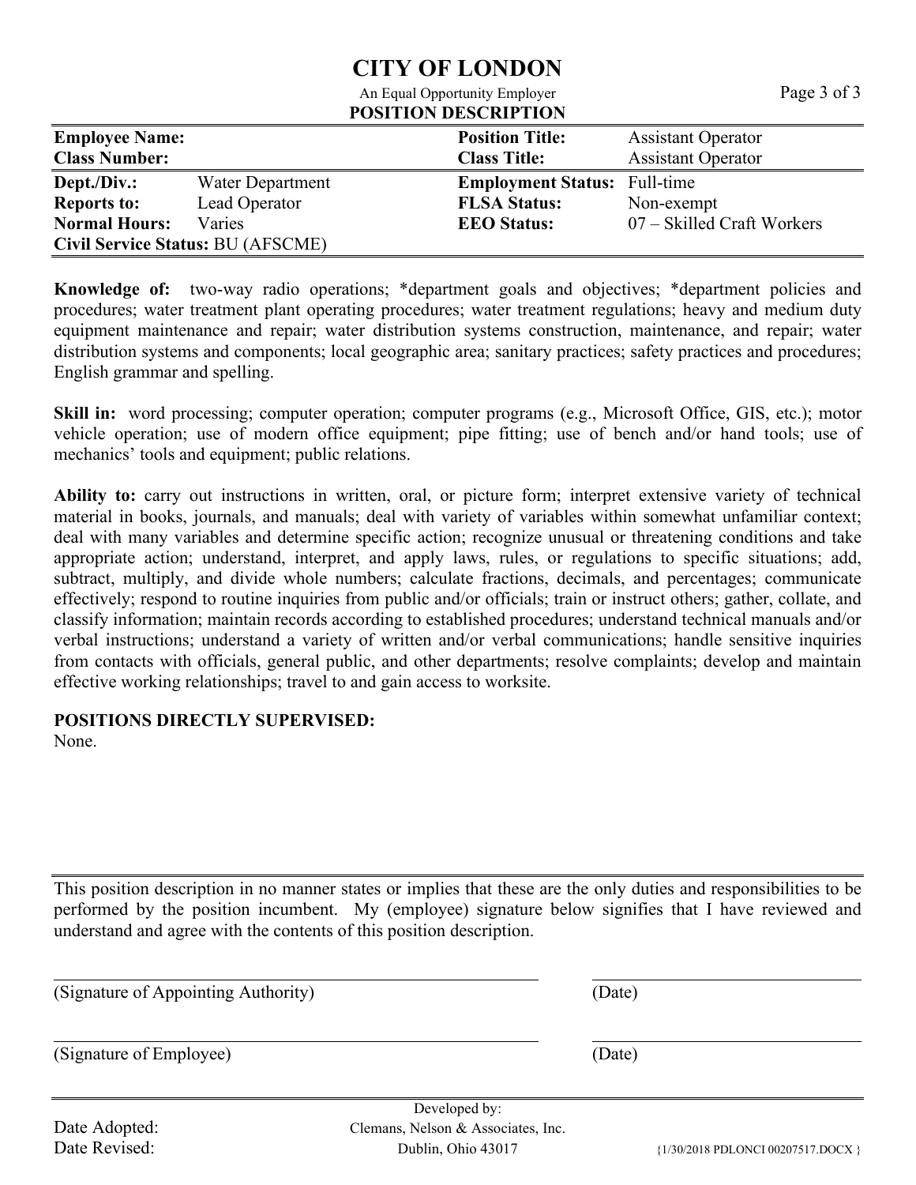# CITY OF LONDON

An Equal Opportunity Employer

**POSITION DESCRIPTION**

| | | | |
|---|---|---|---|
| **Employee Name:** | | **Position Title:** | Assistant Operator |
| **Class Number:** | | **Class Title:** | Assistant Operator |
| **Dept./Div.:** | Water Department | **Employment Status:** | Full-time |
| **Reports to:** | Lead Operator | **FLSA Status:** | Non-exempt |
| **Normal Hours:** | Varies | **EEO Status:** | 07 – Skilled Craft Workers |
| **Civil Service Status:** BU (AFSCME) | | | |

**Knowledge of:** two-way radio operations; *department goals and objectives; *department policies and procedures; water treatment plant operating procedures; water treatment regulations; heavy and medium duty equipment maintenance and repair; water distribution systems construction, maintenance, and repair; water distribution systems and components; local geographic area; sanitary practices; safety practices and procedures; English grammar and spelling.

**Skill in:** word processing; computer operation; computer programs (e.g., Microsoft Office, GIS, etc.); motor vehicle operation; use of modern office equipment; pipe fitting; use of bench and/or hand tools; use of mechanics' tools and equipment; public relations.

**Ability to:** carry out instructions in written, oral, or picture form; interpret extensive variety of technical material in books, journals, and manuals; deal with variety of variables within somewhat unfamiliar context; deal with many variables and determine specific action; recognize unusual or threatening conditions and take appropriate action; understand, interpret, and apply laws, rules, or regulations to specific situations; add, subtract, multiply, and divide whole numbers; calculate fractions, decimals, and percentages; communicate effectively; respond to routine inquiries from public and/or officials; train or instruct others; gather, collate, and classify information; maintain records according to established procedures; understand technical manuals and/or verbal instructions; understand a variety of written and/or verbal communications; handle sensitive inquiries from contacts with officials, general public, and other departments; resolve complaints; develop and maintain effective working relationships; travel to and gain access to worksite.

**POSITIONS DIRECTLY SUPERVISED:**

None.

This position description in no manner states or implies that these are the only duties and responsibilities to be performed by the position incumbent. My (employee) signature below signifies that I have reviewed and understand and agree with the contents of this position description.

(Signature of Appointing Authority) (Date)

(Signature of Employee) (Date)

Date Adopted:

Date Revised:

Developed by:
Clemans, Nelson & Associates, Inc.
Dublin, Ohio 43017

{1/30/2018 PDLONCI 00207517.DOCX }